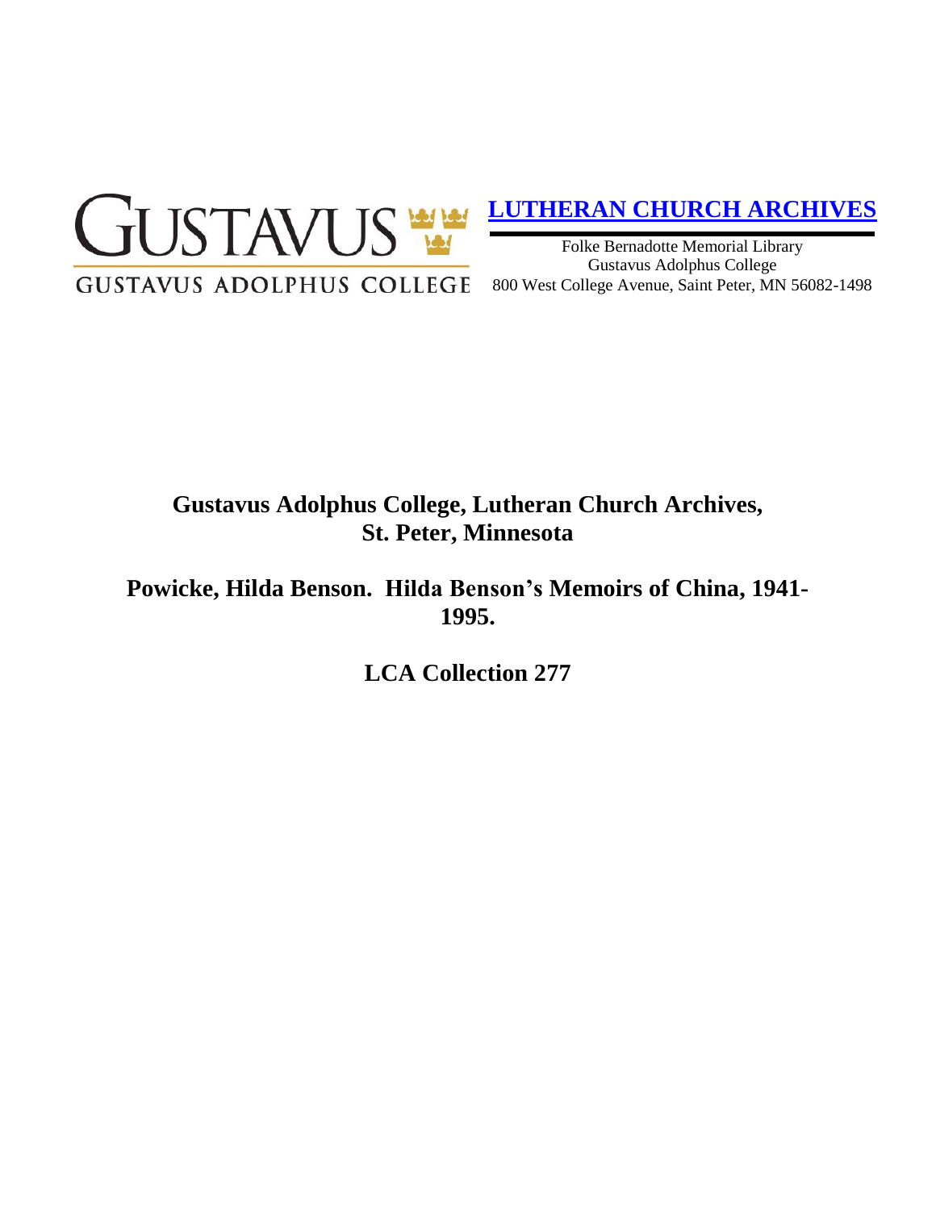GUSTAVUS

GUSTAVUS ADOLPHUS COLLEGE

**LUTHERAN CHURCH ARCHIVES**

Folke Bernadotte Memorial Library
Gustavus Adolphus College
800 West College Avenue, Saint Peter, MN 56082-1498

# Gustavus Adolphus College, Lutheran Church Archives, St. Peter, Minnesota

## Powicke, Hilda Benson. Hilda Benson's Memoirs of China, 1941-1995.

## LCA Collection 277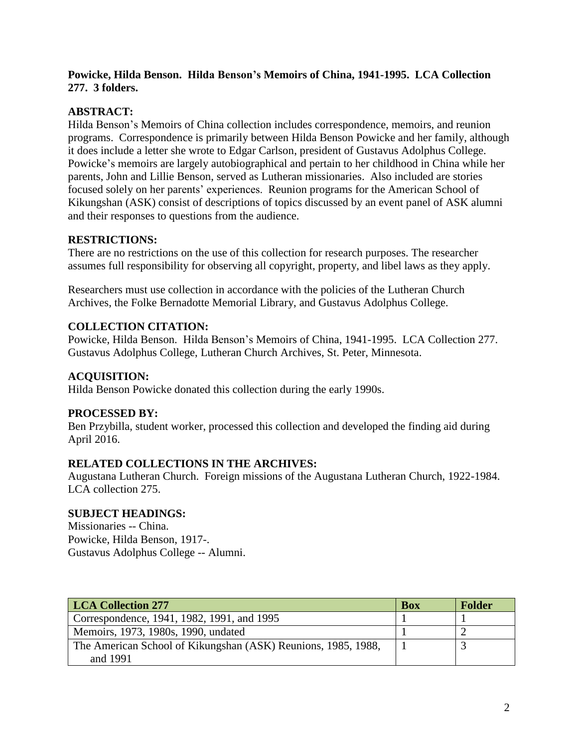**Powicke, Hilda Benson. Hilda Benson's Memoirs of China, 1941-1995. LCA Collection 277. 3 folders.**

## ABSTRACT:

Hilda Benson's Memoirs of China collection includes correspondence, memoirs, and reunion programs. Correspondence is primarily between Hilda Benson Powicke and her family, although it does include a letter she wrote to Edgar Carlson, president of Gustavus Adolphus College. Powicke's memoirs are largely autobiographical and pertain to her childhood in China while her parents, John and Lillie Benson, served as Lutheran missionaries. Also included are stories focused solely on her parents' experiences. Reunion programs for the American School of Kikungshan (ASK) consist of descriptions of topics discussed by an event panel of ASK alumni and their responses to questions from the audience.

## RESTRICTIONS:

There are no restrictions on the use of this collection for research purposes. The researcher assumes full responsibility for observing all copyright, property, and libel laws as they apply.

Researchers must use collection in accordance with the policies of the Lutheran Church Archives, the Folke Bernadotte Memorial Library, and Gustavus Adolphus College.

## COLLECTION CITATION:

Powicke, Hilda Benson. Hilda Benson's Memoirs of China, 1941-1995. LCA Collection 277. Gustavus Adolphus College, Lutheran Church Archives, St. Peter, Minnesota.

## ACQUISITION:

Hilda Benson Powicke donated this collection during the early 1990s.

## PROCESSED BY:

Ben Przybilla, student worker, processed this collection and developed the finding aid during April 2016.

## RELATED COLLECTIONS IN THE ARCHIVES:

Augustana Lutheran Church. Foreign missions of the Augustana Lutheran Church, 1922-1984. LCA collection 275.

## SUBJECT HEADINGS:

Missionaries -- China.
Powicke, Hilda Benson, 1917-.
Gustavus Adolphus College -- Alumni.

| LCA Collection 277 | Box | Folder |
|---|---|---|
| Correspondence, 1941, 1982, 1991, and 1995 | 1 | 1 |
| Memoirs, 1973, 1980s, 1990, undated | 1 | 2 |
| The American School of Kikungshan (ASK) Reunions, 1985, 1988, and 1991 | 1 | 3 |